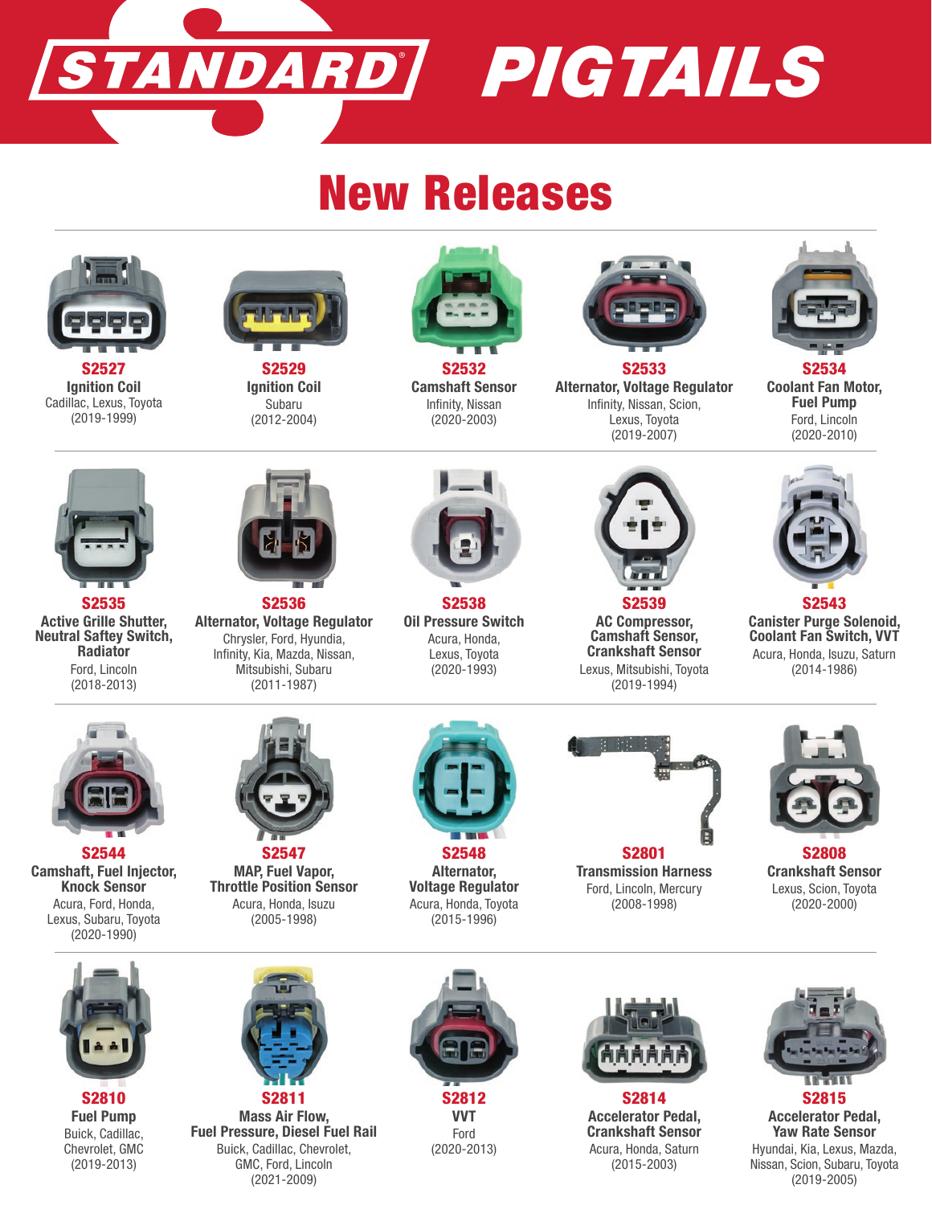# STANDARD® PIGTAILS

## New Releases

**S2527**
**Ignition Coil**
Cadillac, Lexus, Toyota
(2019-1999)

**S2529**
**Ignition Coil**
Subaru
(2012-2004)

**S2532**
**Camshaft Sensor**
Infinity, Nissan
(2020-2003)

**S2533**
**Alternator, Voltage Regulator**
Infinity, Nissan, Scion, Lexus, Toyota
(2019-2007)

**S2534**
**Coolant Fan Motor, Fuel Pump**
Ford, Lincoln
(2020-2010)

**S2535**
**Active Grille Shutter, Neutral Saftey Switch, Radiator**
Ford, Lincoln
(2018-2013)

**S2536**
**Alternator, Voltage Regulator**
Chrysler, Ford, Hyundia, Infinity, Kia, Mazda, Nissan, Mitsubishi, Subaru
(2011-1987)

**S2538**
**Oil Pressure Switch**
Acura, Honda, Lexus, Toyota
(2020-1993)

**S2539**
**AC Compressor, Camshaft Sensor, Crankshaft Sensor**
Lexus, Mitsubishi, Toyota
(2019-1994)

**S2543**
**Canister Purge Solenoid, Coolant Fan Switch, VVT**
Acura, Honda, Isuzu, Saturn
(2014-1986)

**S2544**
**Camshaft, Fuel Injector, Knock Sensor**
Acura, Ford, Honda, Lexus, Subaru, Toyota
(2020-1990)

**S2547**
**MAP, Fuel Vapor, Throttle Position Sensor**
Acura, Honda, Isuzu
(2005-1998)

**S2548**
**Alternator, Voltage Regulator**
Acura, Honda, Toyota
(2015-1996)

**S2801**
**Transmission Harness**
Ford, Lincoln, Mercury
(2008-1998)

**S2808**
**Crankshaft Sensor**
Lexus, Scion, Toyota
(2020-2000)

**S2810**
**Fuel Pump**
Buick, Cadillac, Chevrolet, GMC
(2019-2013)

**S2811**
**Mass Air Flow, Fuel Pressure, Diesel Fuel Rail**
Buick, Cadillac, Chevrolet, GMC, Ford, Lincoln
(2021-2009)

**S2812**
**VVT**
Ford
(2020-2013)

**S2814**
**Accelerator Pedal, Crankshaft Sensor**
Acura, Honda, Saturn
(2015-2003)

**S2815**
**Accelerator Pedal, Yaw Rate Sensor**
Hyundai, Kia, Lexus, Mazda, Nissan, Scion, Subaru, Toyota
(2019-2005)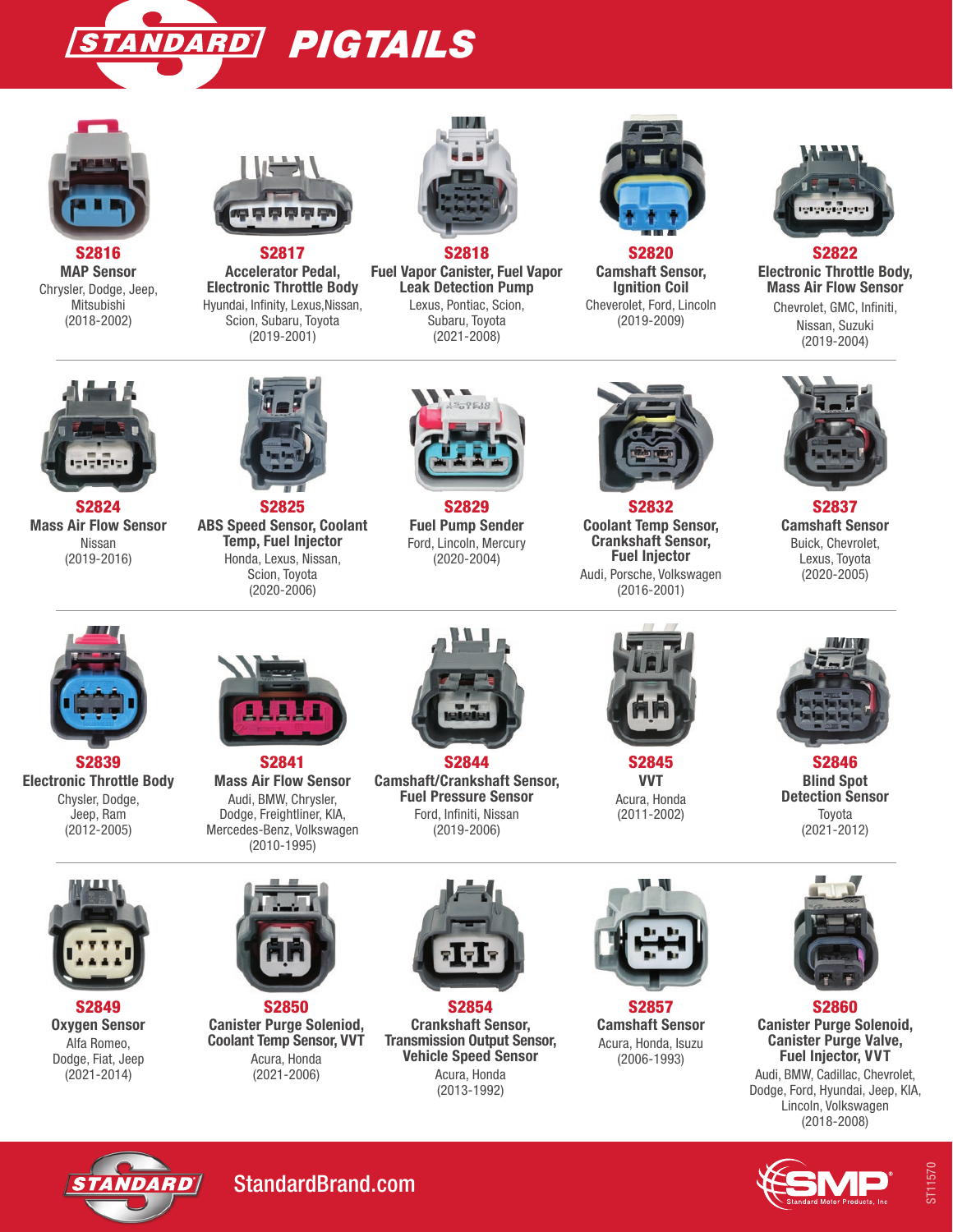# STANDARD PIGTAILS

**S2816**
**MAP Sensor**
Chrysler, Dodge, Jeep, Mitsubishi
(2018-2002)

**S2817**
**Accelerator Pedal, Electronic Throttle Body**
Hyundai, Infinity, Lexus,Nissan, Scion, Subaru, Toyota
(2019-2001)

**S2818**
**Fuel Vapor Canister, Fuel Vapor Leak Detection Pump**
Lexus, Pontiac, Scion, Subaru, Toyota
(2021-2008)

**S2820**
**Camshaft Sensor, Ignition Coil**
Cheverolet, Ford, Lincoln
(2019-2009)

**S2822**
**Electronic Throttle Body, Mass Air Flow Sensor**
Chevrolet, GMC, Infiniti, Nissan, Suzuki
(2019-2004)

**S2824**
**Mass Air Flow Sensor**
Nissan
(2019-2016)

**S2825**
**ABS Speed Sensor, Coolant Temp, Fuel Injector**
Honda, Lexus, Nissan, Scion, Toyota
(2020-2006)

**S2829**
**Fuel Pump Sender**
Ford, Lincoln, Mercury
(2020-2004)

**S2832**
**Coolant Temp Sensor, Crankshaft Sensor, Fuel Injector**
Audi, Porsche, Volkswagen
(2016-2001)

**S2837**
**Camshaft Sensor**
Buick, Chevrolet, Lexus, Toyota
(2020-2005)

**S2839**
**Electronic Throttle Body**
Chysler, Dodge, Jeep, Ram
(2012-2005)

**S2841**
**Mass Air Flow Sensor**
Audi, BMW, Chrysler, Dodge, Freightliner, KIA, Mercedes-Benz, Volkswagen
(2010-1995)

**S2844**
**Camshaft/Crankshaft Sensor, Fuel Pressure Sensor**
Ford, Infiniti, Nissan
(2019-2006)

**S2845**
**VVT**
Acura, Honda
(2011-2002)

**S2846**
**Blind Spot Detection Sensor**
Toyota
(2021-2012)

**S2849**
**Oxygen Sensor**
Alfa Romeo, Dodge, Fiat, Jeep
(2021-2014)

**S2850**
**Canister Purge Soleniod, Coolant Temp Sensor, VVT**
Acura, Honda
(2021-2006)

**S2854**
**Crankshaft Sensor, Transmission Output Sensor, Vehicle Speed Sensor**
Acura, Honda
(2013-1992)

**S2857**
**Camshaft Sensor**
Acura, Honda, Isuzu
(2006-1993)

**S2860**
**Canister Purge Solenoid, Canister Purge Valve, Fuel Injector, VVT**
Audi, BMW, Cadillac, Chevrolet, Dodge, Ford, Hyundai, Jeep, KIA, Lincoln, Volkswagen
(2018-2008)

StandardBrand.com

SMP Standard Motor Products, Inc

ST11570